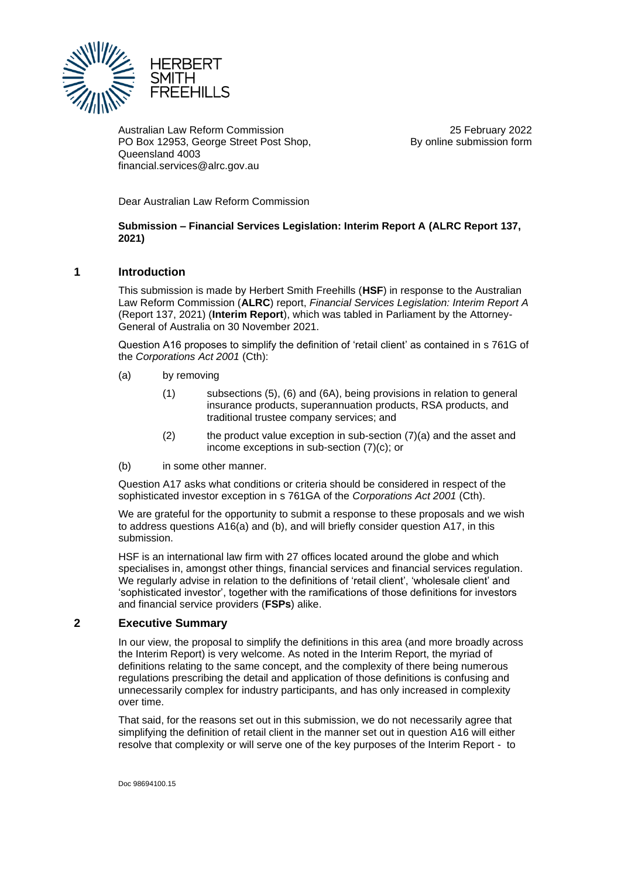HERBERT SMITH FREEHILLS

Australian Law Reform Commission
PO Box 12953, George Street Post Shop,
Queensland 4003
financial.services@alrc.gov.au

25 February 2022
By online submission form

Dear Australian Law Reform Commission

**Submission – Financial Services Legislation: Interim Report A (ALRC Report 137, 2021)**

## 1 Introduction

This submission is made by Herbert Smith Freehills (**HSF**) in response to the Australian Law Reform Commission (**ALRC**) report, *Financial Services Legislation: Interim Report A* (Report 137, 2021) (**Interim Report**), which was tabled in Parliament by the Attorney-General of Australia on 30 November 2021.

Question A16 proposes to simplify the definition of 'retail client' as contained in s 761G of the *Corporations Act 2001* (Cth):

(a) by removing

(1) subsections (5), (6) and (6A), being provisions in relation to general insurance products, superannuation products, RSA products, and traditional trustee company services; and

(2) the product value exception in sub-section (7)(a) and the asset and income exceptions in sub-section (7)(c); or

(b) in some other manner.

Question A17 asks what conditions or criteria should be considered in respect of the sophisticated investor exception in s 761GA of the *Corporations Act 2001* (Cth).

We are grateful for the opportunity to submit a response to these proposals and we wish to address questions A16(a) and (b), and will briefly consider question A17, in this submission.

HSF is an international law firm with 27 offices located around the globe and which specialises in, amongst other things, financial services and financial services regulation. We regularly advise in relation to the definitions of 'retail client', 'wholesale client' and 'sophisticated investor', together with the ramifications of those definitions for investors and financial service providers (**FSPs**) alike.

## 2 Executive Summary

In our view, the proposal to simplify the definitions in this area (and more broadly across the Interim Report) is very welcome. As noted in the Interim Report, the myriad of definitions relating to the same concept, and the complexity of there being numerous regulations prescribing the detail and application of those definitions is confusing and unnecessarily complex for industry participants, and has only increased in complexity over time.

That said, for the reasons set out in this submission, we do not necessarily agree that simplifying the definition of retail client in the manner set out in question A16 will either resolve that complexity or will serve one of the key purposes of the Interim Report - to

Doc 98694100.15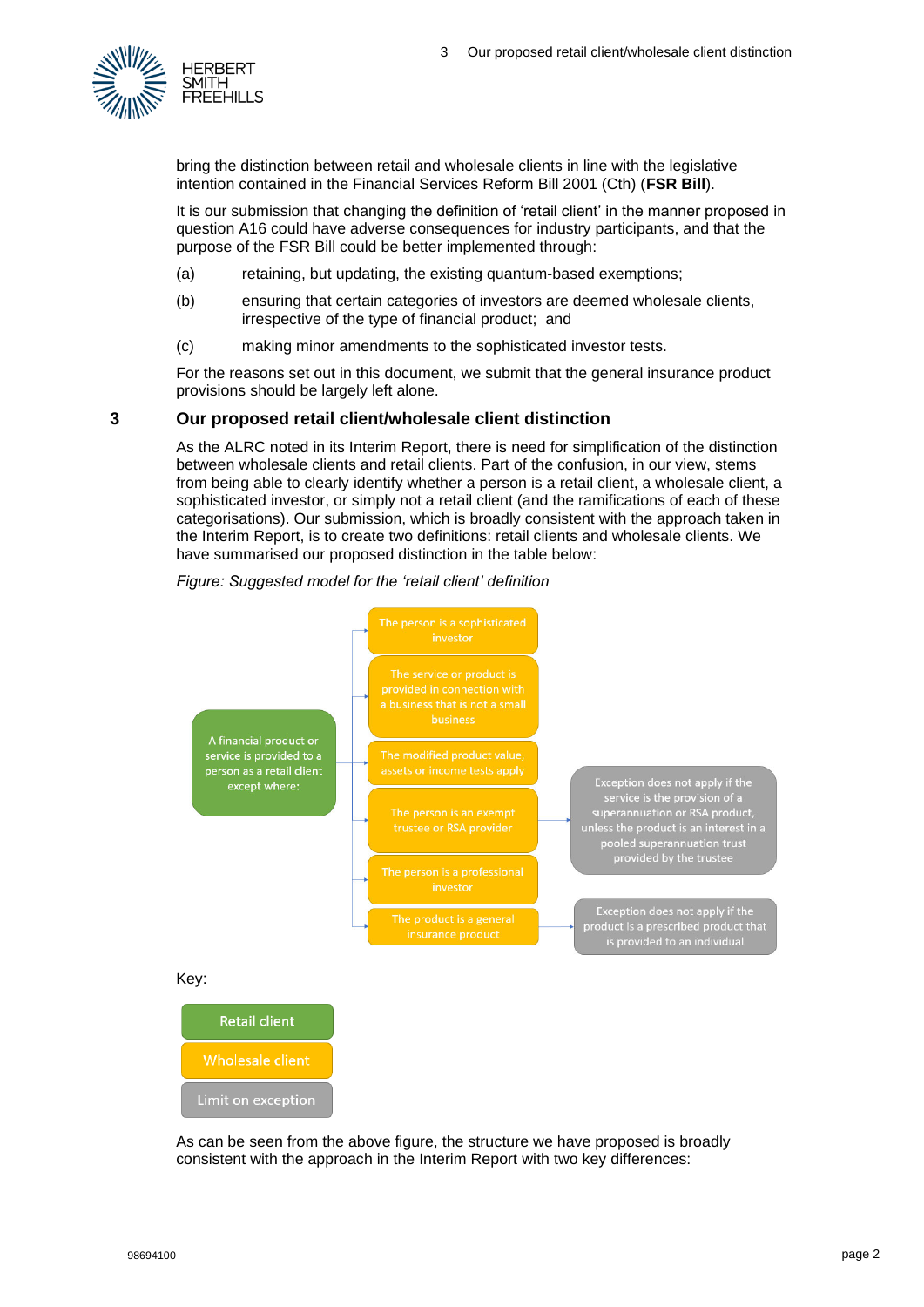bring the distinction between retail and wholesale clients in line with the legislative intention contained in the Financial Services Reform Bill 2001 (Cth) (**FSR Bill**).

It is our submission that changing the definition of 'retail client' in the manner proposed in question A16 could have adverse consequences for industry participants, and that the purpose of the FSR Bill could be better implemented through:

(a) retaining, but updating, the existing quantum-based exemptions;

(b) ensuring that certain categories of investors are deemed wholesale clients, irrespective of the type of financial product; and

(c) making minor amendments to the sophisticated investor tests.

For the reasons set out in this document, we submit that the general insurance product provisions should be largely left alone.

## 3 Our proposed retail client/wholesale client distinction

As the ALRC noted in its Interim Report, there is need for simplification of the distinction between wholesale clients and retail clients. Part of the confusion, in our view, stems from being able to clearly identify whether a person is a retail client, a wholesale client, a sophisticated investor, or simply not a retail client (and the ramifications of each of these categorisations). Our submission, which is broadly consistent with the approach taken in the Interim Report, is to create two definitions: retail clients and wholesale clients. We have summarised our proposed distinction in the table below:

*Figure: Suggested model for the 'retail client' definition*

A financial product or service is provided to a person as a retail client except where:

- The person is a sophisticated investor
- The service or product is provided in connection with a business that is not a small business
- The modified product value, assets or income tests apply
- The person is an exempt trustee or RSA provider
  - Exception does not apply if the service is the provision of a superannuation or RSA product, unless the product is an interest in a pooled superannuation trust provided by the trustee
- The person is a professional investor
- The product is a general insurance product
  - Exception does not apply if the product is a prescribed product that is provided to an individual

Key:

- Retail client
- Wholesale client
- Limit on exception

As can be seen from the above figure, the structure we have proposed is broadly consistent with the approach in the Interim Report with two key differences: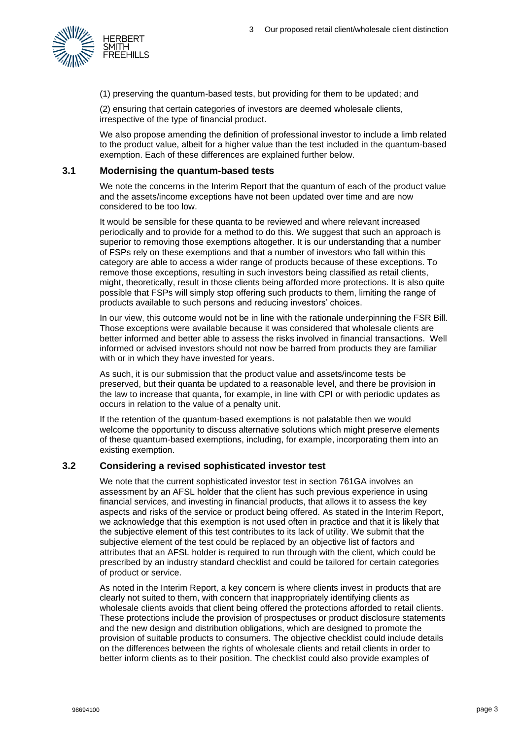(1) preserving the quantum-based tests, but providing for them to be updated; and

(2) ensuring that certain categories of investors are deemed wholesale clients, irrespective of the type of financial product.

We also propose amending the definition of professional investor to include a limb related to the product value, albeit for a higher value than the test included in the quantum-based exemption. Each of these differences are explained further below.

## 3.1 Modernising the quantum-based tests

We note the concerns in the Interim Report that the quantum of each of the product value and the assets/income exceptions have not been updated over time and are now considered to be too low.

It would be sensible for these quanta to be reviewed and where relevant increased periodically and to provide for a method to do this. We suggest that such an approach is superior to removing those exemptions altogether. It is our understanding that a number of FSPs rely on these exemptions and that a number of investors who fall within this category are able to access a wider range of products because of these exceptions. To remove those exceptions, resulting in such investors being classified as retail clients, might, theoretically, result in those clients being afforded more protections. It is also quite possible that FSPs will simply stop offering such products to them, limiting the range of products available to such persons and reducing investors' choices.

In our view, this outcome would not be in line with the rationale underpinning the FSR Bill. Those exceptions were available because it was considered that wholesale clients are better informed and better able to assess the risks involved in financial transactions. Well informed or advised investors should not now be barred from products they are familiar with or in which they have invested for years.

As such, it is our submission that the product value and assets/income tests be preserved, but their quanta be updated to a reasonable level, and there be provision in the law to increase that quanta, for example, in line with CPI or with periodic updates as occurs in relation to the value of a penalty unit.

If the retention of the quantum-based exemptions is not palatable then we would welcome the opportunity to discuss alternative solutions which might preserve elements of these quantum-based exemptions, including, for example, incorporating them into an existing exemption.

## 3.2 Considering a revised sophisticated investor test

We note that the current sophisticated investor test in section 761GA involves an assessment by an AFSL holder that the client has such previous experience in using financial services, and investing in financial products, that allows it to assess the key aspects and risks of the service or product being offered. As stated in the Interim Report, we acknowledge that this exemption is not used often in practice and that it is likely that the subjective element of this test contributes to its lack of utility. We submit that the subjective element of the test could be replaced by an objective list of factors and attributes that an AFSL holder is required to run through with the client, which could be prescribed by an industry standard checklist and could be tailored for certain categories of product or service.

As noted in the Interim Report, a key concern is where clients invest in products that are clearly not suited to them, with concern that inappropriately identifying clients as wholesale clients avoids that client being offered the protections afforded to retail clients. These protections include the provision of prospectuses or product disclosure statements and the new design and distribution obligations, which are designed to promote the provision of suitable products to consumers. The objective checklist could include details on the differences between the rights of wholesale clients and retail clients in order to better inform clients as to their position. The checklist could also provide examples of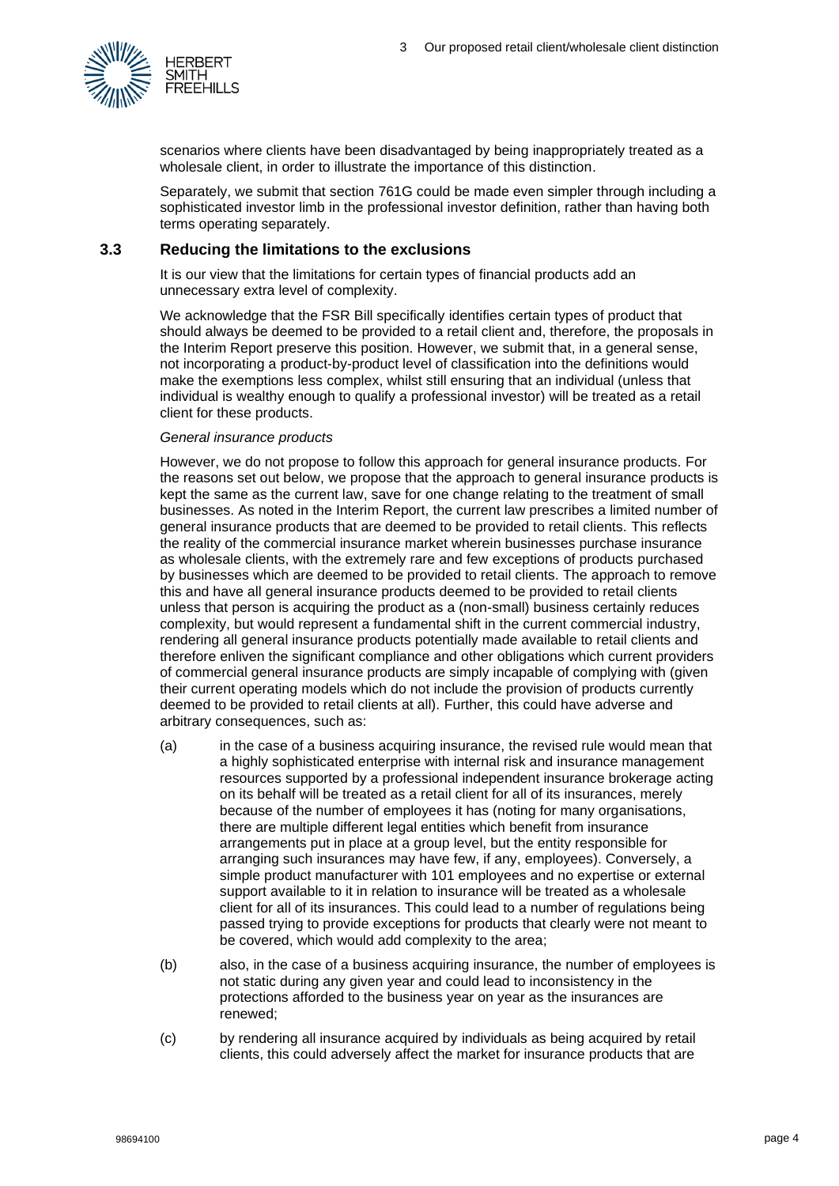scenarios where clients have been disadvantaged by being inappropriately treated as a wholesale client, in order to illustrate the importance of this distinction.

Separately, we submit that section 761G could be made even simpler through including a sophisticated investor limb in the professional investor definition, rather than having both terms operating separately.

### 3.3 Reducing the limitations to the exclusions

It is our view that the limitations for certain types of financial products add an unnecessary extra level of complexity.

We acknowledge that the FSR Bill specifically identifies certain types of product that should always be deemed to be provided to a retail client and, therefore, the proposals in the Interim Report preserve this position. However, we submit that, in a general sense, not incorporating a product-by-product level of classification into the definitions would make the exemptions less complex, whilst still ensuring that an individual (unless that individual is wealthy enough to qualify a professional investor) will be treated as a retail client for these products.

*General insurance products*

However, we do not propose to follow this approach for general insurance products. For the reasons set out below, we propose that the approach to general insurance products is kept the same as the current law, save for one change relating to the treatment of small businesses. As noted in the Interim Report, the current law prescribes a limited number of general insurance products that are deemed to be provided to retail clients. This reflects the reality of the commercial insurance market wherein businesses purchase insurance as wholesale clients, with the extremely rare and few exceptions of products purchased by businesses which are deemed to be provided to retail clients. The approach to remove this and have all general insurance products deemed to be provided to retail clients unless that person is acquiring the product as a (non-small) business certainly reduces complexity, but would represent a fundamental shift in the current commercial industry, rendering all general insurance products potentially made available to retail clients and therefore enliven the significant compliance and other obligations which current providers of commercial general insurance products are simply incapable of complying with (given their current operating models which do not include the provision of products currently deemed to be provided to retail clients at all). Further, this could have adverse and arbitrary consequences, such as:

(a) in the case of a business acquiring insurance, the revised rule would mean that a highly sophisticated enterprise with internal risk and insurance management resources supported by a professional independent insurance brokerage acting on its behalf will be treated as a retail client for all of its insurances, merely because of the number of employees it has (noting for many organisations, there are multiple different legal entities which benefit from insurance arrangements put in place at a group level, but the entity responsible for arranging such insurances may have few, if any, employees). Conversely, a simple product manufacturer with 101 employees and no expertise or external support available to it in relation to insurance will be treated as a wholesale client for all of its insurances. This could lead to a number of regulations being passed trying to provide exceptions for products that clearly were not meant to be covered, which would add complexity to the area;

(b) also, in the case of a business acquiring insurance, the number of employees is not static during any given year and could lead to inconsistency in the protections afforded to the business year on year as the insurances are renewed;

(c) by rendering all insurance acquired by individuals as being acquired by retail clients, this could adversely affect the market for insurance products that are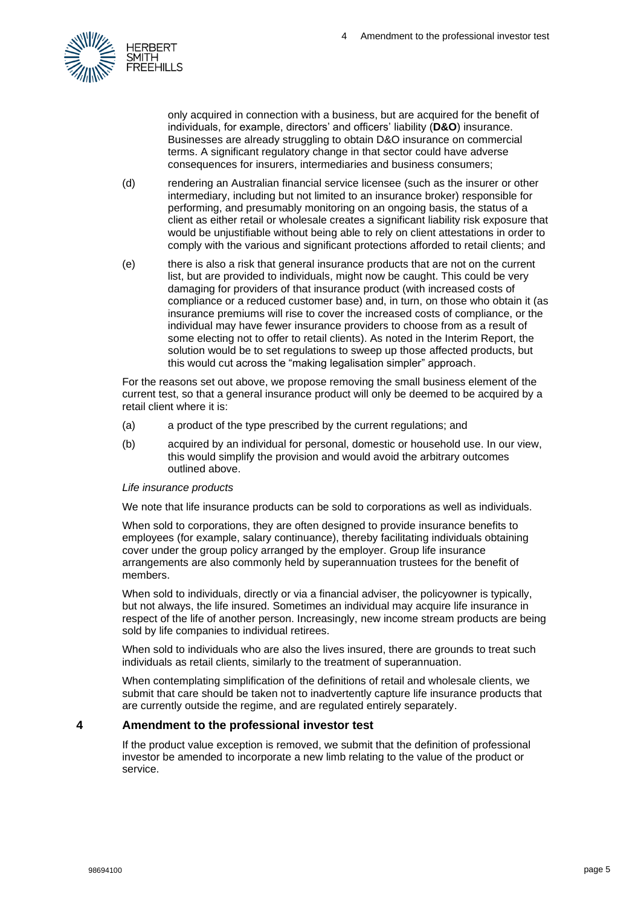only acquired in connection with a business, but are acquired for the benefit of individuals, for example, directors' and officers' liability (**D&O**) insurance. Businesses are already struggling to obtain D&O insurance on commercial terms. A significant regulatory change in that sector could have adverse consequences for insurers, intermediaries and business consumers;

(d) rendering an Australian financial service licensee (such as the insurer or other intermediary, including but not limited to an insurance broker) responsible for performing, and presumably monitoring on an ongoing basis, the status of a client as either retail or wholesale creates a significant liability risk exposure that would be unjustifiable without being able to rely on client attestations in order to comply with the various and significant protections afforded to retail clients; and

(e) there is also a risk that general insurance products that are not on the current list, but are provided to individuals, might now be caught. This could be very damaging for providers of that insurance product (with increased costs of compliance or a reduced customer base) and, in turn, on those who obtain it (as insurance premiums will rise to cover the increased costs of compliance, or the individual may have fewer insurance providers to choose from as a result of some electing not to offer to retail clients). As noted in the Interim Report, the solution would be to set regulations to sweep up those affected products, but this would cut across the "making legalisation simpler" approach.

For the reasons set out above, we propose removing the small business element of the current test, so that a general insurance product will only be deemed to be acquired by a retail client where it is:

(a) a product of the type prescribed by the current regulations; and

(b) acquired by an individual for personal, domestic or household use. In our view, this would simplify the provision and would avoid the arbitrary outcomes outlined above.

*Life insurance products*

We note that life insurance products can be sold to corporations as well as individuals.

When sold to corporations, they are often designed to provide insurance benefits to employees (for example, salary continuance), thereby facilitating individuals obtaining cover under the group policy arranged by the employer. Group life insurance arrangements are also commonly held by superannuation trustees for the benefit of members.

When sold to individuals, directly or via a financial adviser, the policyowner is typically, but not always, the life insured. Sometimes an individual may acquire life insurance in respect of the life of another person. Increasingly, new income stream products are being sold by life companies to individual retirees.

When sold to individuals who are also the lives insured, there are grounds to treat such individuals as retail clients, similarly to the treatment of superannuation.

When contemplating simplification of the definitions of retail and wholesale clients, we submit that care should be taken not to inadvertently capture life insurance products that are currently outside the regime, and are regulated entirely separately.

## 4 Amendment to the professional investor test

If the product value exception is removed, we submit that the definition of professional investor be amended to incorporate a new limb relating to the value of the product or service.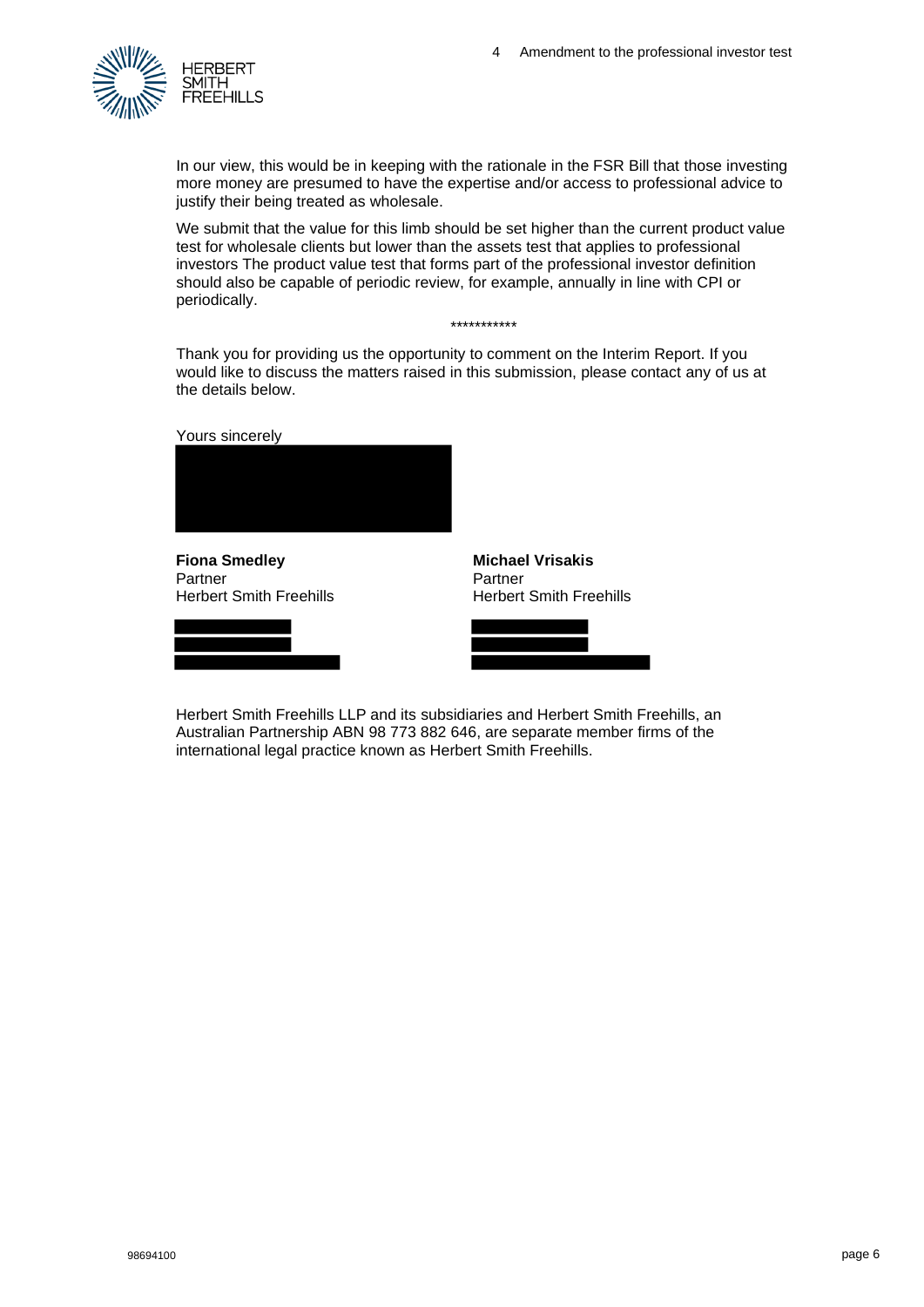In our view, this would be in keeping with the rationale in the FSR Bill that those investing more money are presumed to have the expertise and/or access to professional advice to justify their being treated as wholesale.

We submit that the value for this limb should be set higher than the current product value test for wholesale clients but lower than the assets test that applies to professional investors The product value test that forms part of the professional investor definition should also be capable of periodic review, for example, annually in line with CPI or periodically.

***********

Thank you for providing us the opportunity to comment on the Interim Report. If you would like to discuss the matters raised in this submission, please contact any of us at the details below.

Yours sincerely

**Fiona Smedley**
Partner
Herbert Smith Freehills

**Michael Vrisakis**
Partner
Herbert Smith Freehills

Herbert Smith Freehills LLP and its subsidiaries and Herbert Smith Freehills, an Australian Partnership ABN 98 773 882 646, are separate member firms of the international legal practice known as Herbert Smith Freehills.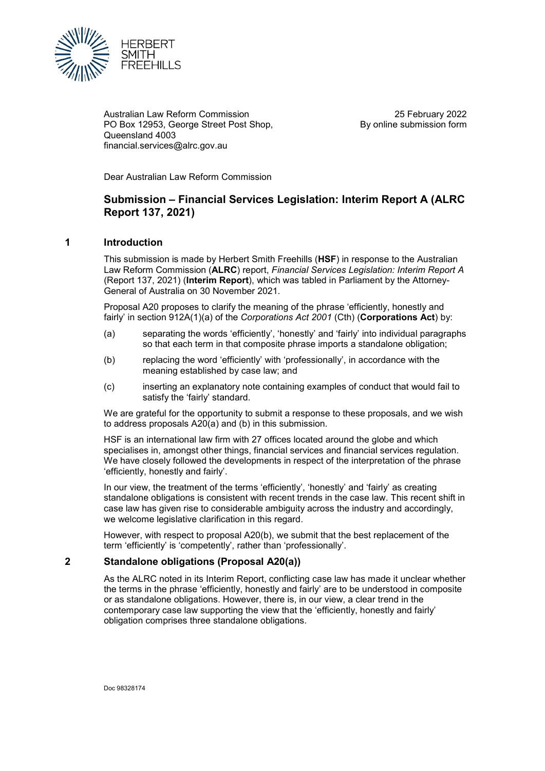HERBERT
SMITH
FREEHILLS

Australian Law Reform Commission
PO Box 12953, George Street Post Shop,
Queensland 4003
financial.services@alrc.gov.au

25 February 2022
By online submission form

Dear Australian Law Reform Commission

## Submission – Financial Services Legislation: Interim Report A (ALRC Report 137, 2021)

## 1 Introduction

This submission is made by Herbert Smith Freehills (**HSF**) in response to the Australian Law Reform Commission (**ALRC**) report, *Financial Services Legislation: Interim Report A* (Report 137, 2021) (**Interim Report**), which was tabled in Parliament by the Attorney-General of Australia on 30 November 2021.

Proposal A20 proposes to clarify the meaning of the phrase 'efficiently, honestly and fairly' in section 912A(1)(a) of the *Corporations Act 2001* (Cth) (**Corporations Act**) by:

(a) separating the words 'efficiently', 'honestly' and 'fairly' into individual paragraphs so that each term in that composite phrase imports a standalone obligation;

(b) replacing the word 'efficiently' with 'professionally', in accordance with the meaning established by case law; and

(c) inserting an explanatory note containing examples of conduct that would fail to satisfy the 'fairly' standard.

We are grateful for the opportunity to submit a response to these proposals, and we wish to address proposals A20(a) and (b) in this submission.

HSF is an international law firm with 27 offices located around the globe and which specialises in, amongst other things, financial services and financial services regulation. We have closely followed the developments in respect of the interpretation of the phrase 'efficiently, honestly and fairly'.

In our view, the treatment of the terms 'efficiently', 'honestly' and 'fairly' as creating standalone obligations is consistent with recent trends in the case law. This recent shift in case law has given rise to considerable ambiguity across the industry and accordingly, we welcome legislative clarification in this regard.

However, with respect to proposal A20(b), we submit that the best replacement of the term 'efficiently' is 'competently', rather than 'professionally'.

## 2 Standalone obligations (Proposal A20(a))

As the ALRC noted in its Interim Report, conflicting case law has made it unclear whether the terms in the phrase 'efficiently, honestly and fairly' are to be understood in composite or as standalone obligations. However, there is, in our view, a clear trend in the contemporary case law supporting the view that the 'efficiently, honestly and fairly' obligation comprises three standalone obligations.

Doc 98328174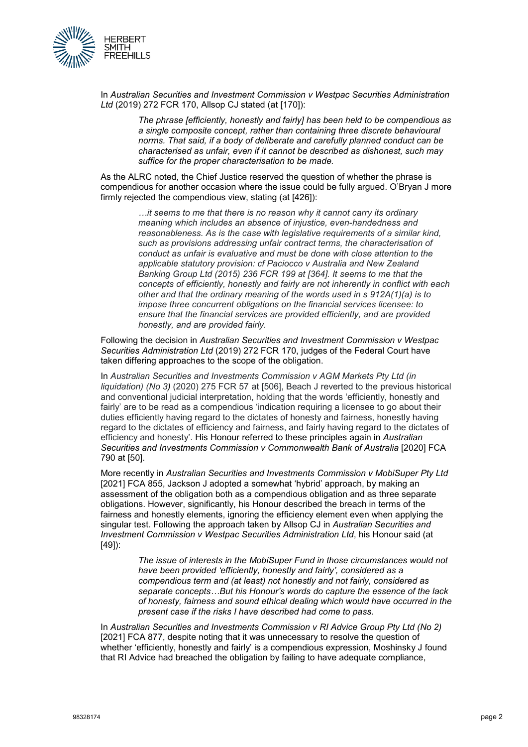In *Australian Securities and Investment Commission v Westpac Securities Administration Ltd* (2019) 272 FCR 170, Allsop CJ stated (at [170]):

> *The phrase [efficiently, honestly and fairly] has been held to be compendious as a single composite concept, rather than containing three discrete behavioural norms. That said, if a body of deliberate and carefully planned conduct can be characterised as unfair, even if it cannot be described as dishonest, such may suffice for the proper characterisation to be made.*

As the ALRC noted, the Chief Justice reserved the question of whether the phrase is compendious for another occasion where the issue could be fully argued. O'Bryan J more firmly rejected the compendious view, stating (at [426]):

> *…it seems to me that there is no reason why it cannot carry its ordinary meaning which includes an absence of injustice, even-handedness and reasonableness. As is the case with legislative requirements of a similar kind, such as provisions addressing unfair contract terms, the characterisation of conduct as unfair is evaluative and must be done with close attention to the applicable statutory provision: cf Paciocco v Australia and New Zealand Banking Group Ltd (2015) 236 FCR 199 at [364]. It seems to me that the concepts of efficiently, honestly and fairly are not inherently in conflict with each other and that the ordinary meaning of the words used in s 912A(1)(a) is to impose three concurrent obligations on the financial services licensee: to ensure that the financial services are provided efficiently, and are provided honestly, and are provided fairly.*

Following the decision in *Australian Securities and Investment Commission v Westpac Securities Administration Ltd* (2019) 272 FCR 170, judges of the Federal Court have taken differing approaches to the scope of the obligation.

In *Australian Securities and Investments Commission v AGM Markets Pty Ltd (in liquidation) (No 3)* (2020) 275 FCR 57 at [506], Beach J reverted to the previous historical and conventional judicial interpretation, holding that the words 'efficiently, honestly and fairly' are to be read as a compendious 'indication requiring a licensee to go about their duties efficiently having regard to the dictates of honesty and fairness, honestly having regard to the dictates of efficiency and fairness, and fairly having regard to the dictates of efficiency and honesty'. His Honour referred to these principles again in *Australian Securities and Investments Commission v Commonwealth Bank of Australia* [2020] FCA 790 at [50].

More recently in *Australian Securities and Investments Commission v MobiSuper Pty Ltd* [2021] FCA 855, Jackson J adopted a somewhat 'hybrid' approach, by making an assessment of the obligation both as a compendious obligation and as three separate obligations. However, significantly, his Honour described the breach in terms of the fairness and honestly elements, ignoring the efficiency element even when applying the singular test. Following the approach taken by Allsop CJ in *Australian Securities and Investment Commission v Westpac Securities Administration Ltd*, his Honour said (at [49]):

> *The issue of interests in the MobiSuper Fund in those circumstances would not have been provided 'efficiently, honestly and fairly', considered as a compendious term and (at least) not honestly and not fairly, considered as separate concepts…But his Honour's words do capture the essence of the lack of honesty, fairness and sound ethical dealing which would have occurred in the present case if the risks I have described had come to pass.*

In *Australian Securities and Investments Commission v RI Advice Group Pty Ltd (No 2)* [2021] FCA 877, despite noting that it was unnecessary to resolve the question of whether 'efficiently, honestly and fairly' is a compendious expression, Moshinsky J found that RI Advice had breached the obligation by failing to have adequate compliance,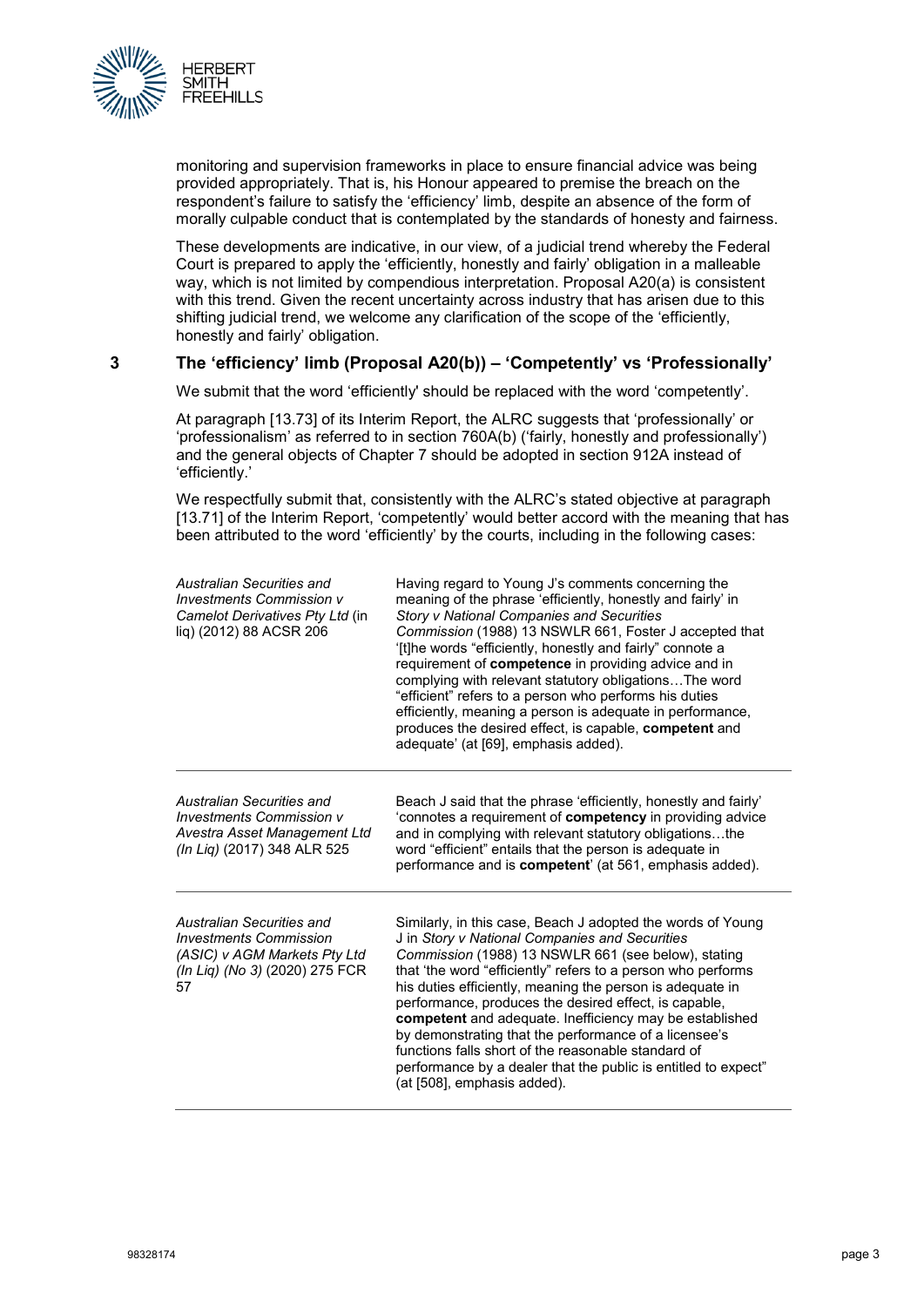monitoring and supervision frameworks in place to ensure financial advice was being provided appropriately. That is, his Honour appeared to premise the breach on the respondent's failure to satisfy the 'efficiency' limb, despite an absence of the form of morally culpable conduct that is contemplated by the standards of honesty and fairness.

These developments are indicative, in our view, of a judicial trend whereby the Federal Court is prepared to apply the 'efficiently, honestly and fairly' obligation in a malleable way, which is not limited by compendious interpretation. Proposal A20(a) is consistent with this trend. Given the recent uncertainty across industry that has arisen due to this shifting judicial trend, we welcome any clarification of the scope of the 'efficiently, honestly and fairly' obligation.

## 3 The 'efficiency' limb (Proposal A20(b)) – 'Competently' vs 'Professionally'

We submit that the word 'efficiently' should be replaced with the word 'competently'.

At paragraph [13.73] of its Interim Report, the ALRC suggests that 'professionally' or 'professionalism' as referred to in section 760A(b) ('fairly, honestly and professionally') and the general objects of Chapter 7 should be adopted in section 912A instead of 'efficiently.'

We respectfully submit that, consistently with the ALRC's stated objective at paragraph [13.71] of the Interim Report, 'competently' would better accord with the meaning that has been attributed to the word 'efficiently' by the courts, including in the following cases:

| | |
|---|---|
| *Australian Securities and Investments Commission v Camelot Derivatives Pty Ltd* (in liq) (2012) 88 ACSR 206 | Having regard to Young J's comments concerning the meaning of the phrase 'efficiently, honestly and fairly' in *Story v National Companies and Securities Commission* (1988) 13 NSWLR 661, Foster J accepted that '[t]he words "efficiently, honestly and fairly" connote a requirement of **competence** in providing advice and in complying with relevant statutory obligations…The word "efficient" refers to a person who performs his duties efficiently, meaning a person is adequate in performance, produces the desired effect, is capable, **competent** and adequate' (at [69], emphasis added). |
| *Australian Securities and Investments Commission v Avestra Asset Management Ltd (In Liq)* (2017) 348 ALR 525 | Beach J said that the phrase 'efficiently, honestly and fairly' 'connotes a requirement of **competency** in providing advice and in complying with relevant statutory obligations…the word "efficient" entails that the person is adequate in performance and is **competent**' (at 561, emphasis added). |
| *Australian Securities and Investments Commission (ASIC) v AGM Markets Pty Ltd (In Liq) (No 3)* (2020) 275 FCR 57 | Similarly, in this case, Beach J adopted the words of Young J in *Story v National Companies and Securities Commission* (1988) 13 NSWLR 661 (see below), stating that 'the word "efficiently" refers to a person who performs his duties efficiently, meaning the person is adequate in performance, produces the desired effect, is capable, **competent** and adequate. Inefficiency may be established by demonstrating that the performance of a licensee's functions falls short of the reasonable standard of performance by a dealer that the public is entitled to expect" (at [508], emphasis added). |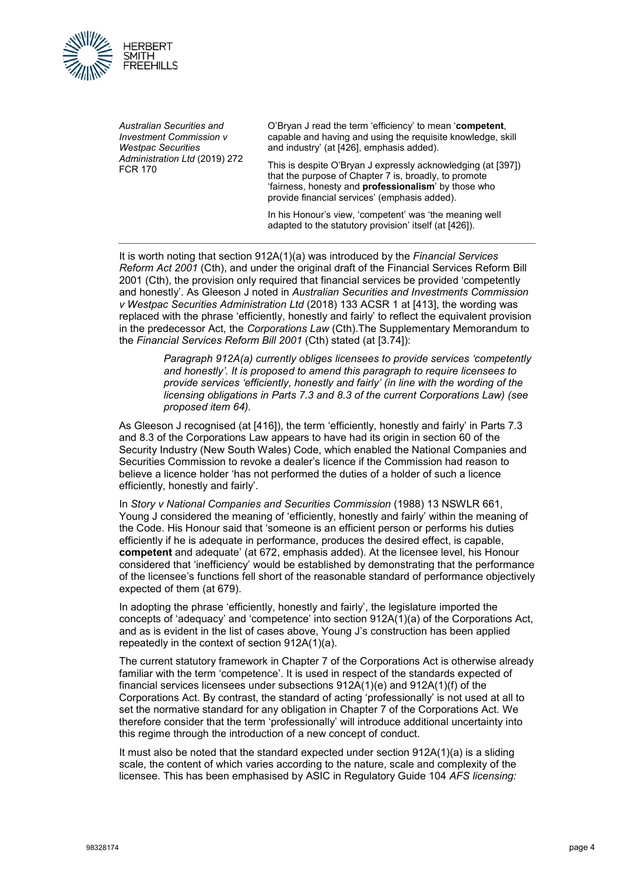| | |
|---|---|
| *Australian Securities and Investment Commission v Westpac Securities Administration Ltd* (2019) 272 FCR 170 | O'Bryan J read the term 'efficiency' to mean '**competent**, capable and having and using the requisite knowledge, skill and industry' (at [426], emphasis added).<br><br>This is despite O'Bryan J expressly acknowledging (at [397]) that the purpose of Chapter 7 is, broadly, to promote 'fairness, honesty and **professionalism**' by those who provide financial services' (emphasis added).<br><br>In his Honour's view, 'competent' was 'the meaning well adapted to the statutory provision' itself (at [426]). |

It is worth noting that section 912A(1)(a) was introduced by the *Financial Services Reform Act 2001* (Cth), and under the original draft of the Financial Services Reform Bill 2001 (Cth), the provision only required that financial services be provided 'competently and honestly'. As Gleeson J noted in *Australian Securities and Investments Commission v Westpac Securities Administration Ltd* (2018) 133 ACSR 1 at [413], the wording was replaced with the phrase 'efficiently, honestly and fairly' to reflect the equivalent provision in the predecessor Act, the *Corporations Law* (Cth).The Supplementary Memorandum to the *Financial Services Reform Bill 2001* (Cth) stated (at [3.74]):

> *Paragraph 912A(a) currently obliges licensees to provide services 'competently and honestly'. It is proposed to amend this paragraph to require licensees to provide services 'efficiently, honestly and fairly' (in line with the wording of the licensing obligations in Parts 7.3 and 8.3 of the current Corporations Law) (see proposed item 64).*

As Gleeson J recognised (at [416]), the term 'efficiently, honestly and fairly' in Parts 7.3 and 8.3 of the Corporations Law appears to have had its origin in section 60 of the Security Industry (New South Wales) Code, which enabled the National Companies and Securities Commission to revoke a dealer's licence if the Commission had reason to believe a licence holder 'has not performed the duties of a holder of such a licence efficiently, honestly and fairly'.

In *Story v National Companies and Securities Commission* (1988) 13 NSWLR 661, Young J considered the meaning of 'efficiently, honestly and fairly' within the meaning of the Code. His Honour said that 'someone is an efficient person or performs his duties efficiently if he is adequate in performance, produces the desired effect, is capable, **competent** and adequate' (at 672, emphasis added). At the licensee level, his Honour considered that 'inefficiency' would be established by demonstrating that the performance of the licensee's functions fell short of the reasonable standard of performance objectively expected of them (at 679).

In adopting the phrase 'efficiently, honestly and fairly', the legislature imported the concepts of 'adequacy' and 'competence' into section 912A(1)(a) of the Corporations Act, and as is evident in the list of cases above, Young J's construction has been applied repeatedly in the context of section 912A(1)(a).

The current statutory framework in Chapter 7 of the Corporations Act is otherwise already familiar with the term 'competence'. It is used in respect of the standards expected of financial services licensees under subsections 912A(1)(e) and 912A(1)(f) of the Corporations Act. By contrast, the standard of acting 'professionally' is not used at all to set the normative standard for any obligation in Chapter 7 of the Corporations Act. We therefore consider that the term 'professionally' will introduce additional uncertainty into this regime through the introduction of a new concept of conduct.

It must also be noted that the standard expected under section 912A(1)(a) is a sliding scale, the content of which varies according to the nature, scale and complexity of the licensee. This has been emphasised by ASIC in Regulatory Guide 104 *AFS licensing:*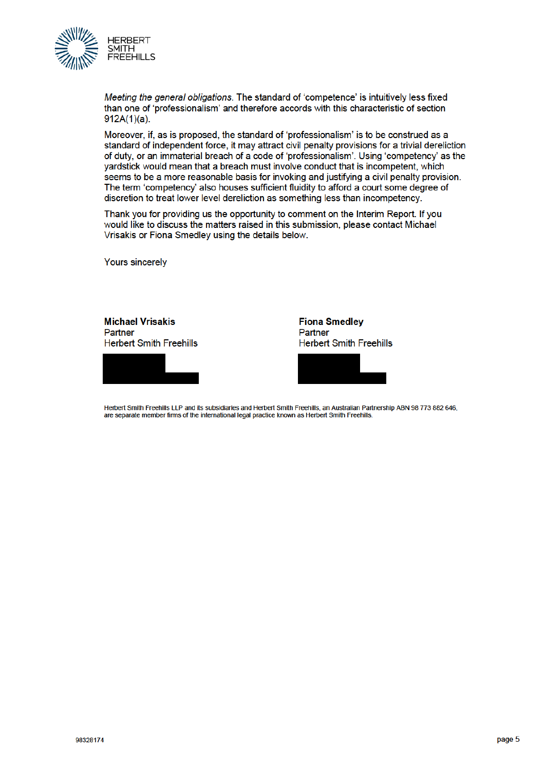*Meeting the general obligations*. The standard of 'competence' is intuitively less fixed than one of 'professionalism' and therefore accords with this characteristic of section 912A(1)(a).

Moreover, if, as is proposed, the standard of 'professionalism' is to be construed as a standard of independent force, it may attract civil penalty provisions for a trivial dereliction of duty, or an immaterial breach of a code of 'professionalism'. Using 'competency' as the yardstick would mean that a breach must involve conduct that is incompetent, which seems to be a more reasonable basis for invoking and justifying a civil penalty provision. The term 'competency' also houses sufficient fluidity to afford a court some degree of discretion to treat lower level dereliction as something less than incompetency.

Thank you for providing us the opportunity to comment on the Interim Report. If you would like to discuss the matters raised in this submission, please contact Michael Vrisakis or Fiona Smedley using the details below.

Yours sincerely

**Michael Vrisakis**
Partner
Herbert Smith Freehills

**Fiona Smedley**
Partner
Herbert Smith Freehills

Herbert Smith Freehills LLP and its subsidiaries and Herbert Smith Freehills, an Australian Partnership ABN 98 773 882 646, are separate member firms of the international legal practice known as Herbert Smith Freehills.

98328174